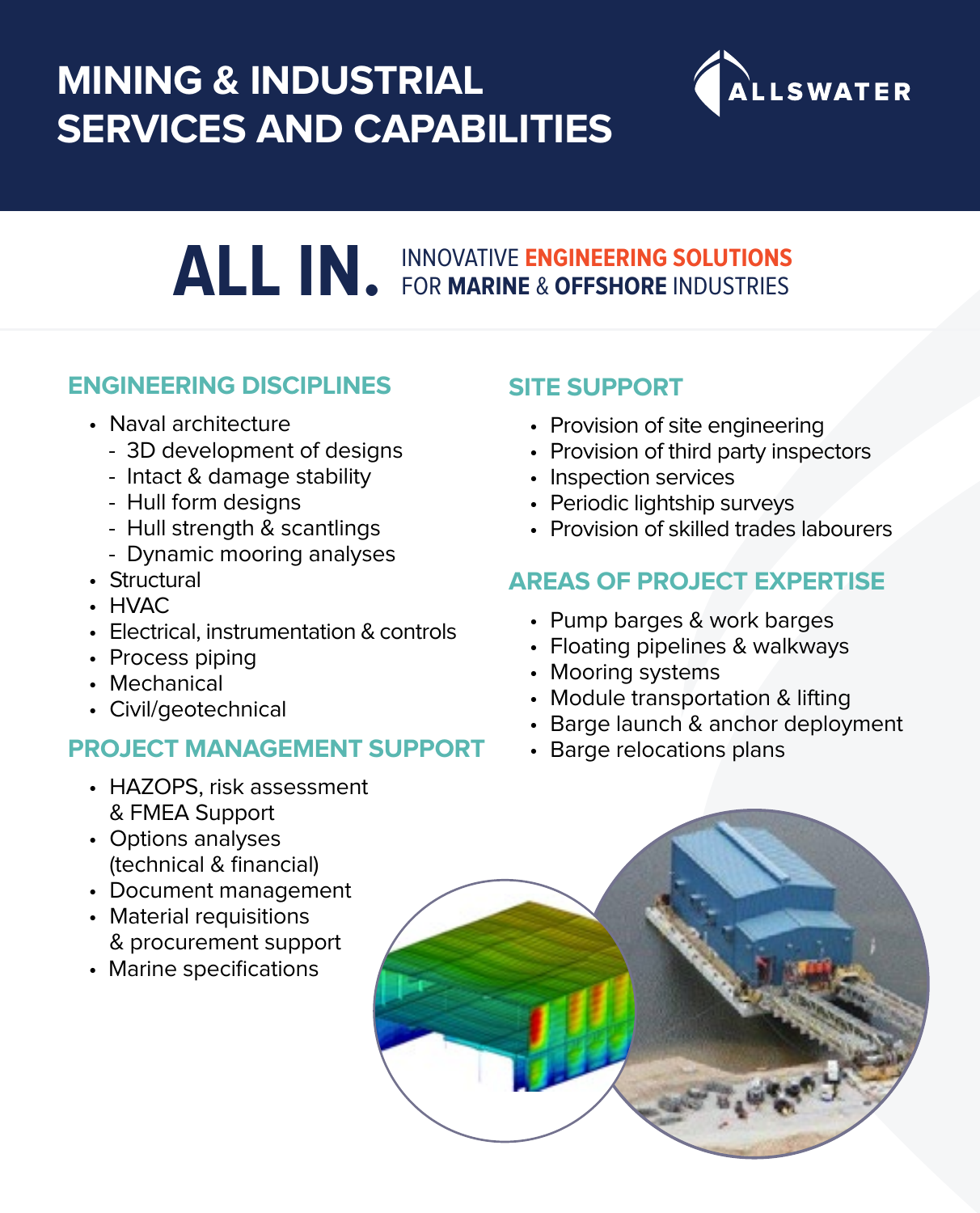# MINING & INDUSTRIAL SERVICES AND CAPABILITIES

ALLSWATER

**ALL IN.** INNOVATIVE **ENGINEERING SOLUTIONS** FOR **MARINE** & **OFFSHORE** INDUSTRIES

## ENGINEERING DISCIPLINES

- Naval architecture
  - 3D development of designs
  - Intact & damage stability
  - Hull form designs
  - Hull strength & scantlings
  - Dynamic mooring analyses
- Structural
- HVAC
- Electrical, instrumentation & controls
- Process piping
- Mechanical
- Civil/geotechnical

## PROJECT MANAGEMENT SUPPORT

- HAZOPS, risk assessment & FMEA Support
- Options analyses (technical & financial)
- Document management
- Material requisitions & procurement support
- Marine specifications

## SITE SUPPORT

- Provision of site engineering
- Provision of third party inspectors
- Inspection services
- Periodic lightship surveys
- Provision of skilled trades labourers

## AREAS OF PROJECT EXPERTISE

- Pump barges & work barges
- Floating pipelines & walkways
- Mooring systems
- Module transportation & lifting
- Barge launch & anchor deployment
- Barge relocations plans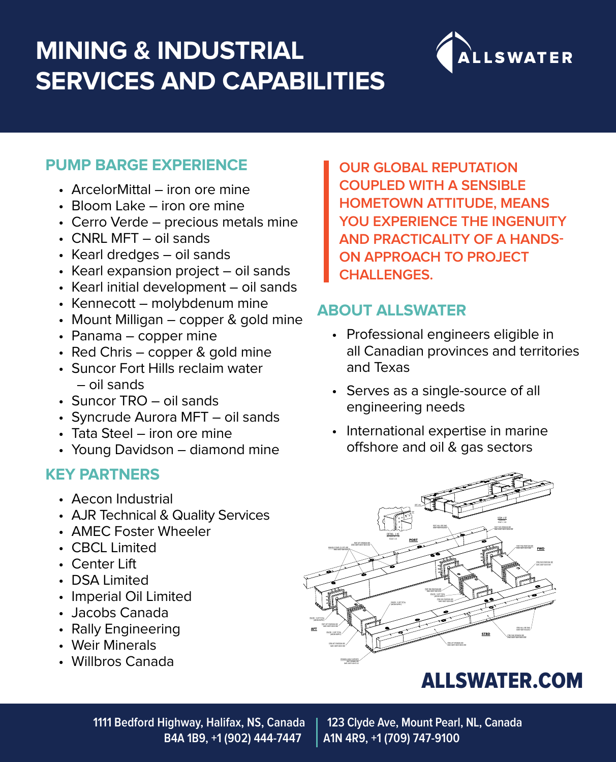# MINING & INDUSTRIAL SERVICES AND CAPABILITIES

ALLSWATER

## PUMP BARGE EXPERIENCE

- ArcelorMittal – iron ore mine
- Bloom Lake – iron ore mine
- Cerro Verde – precious metals mine
- CNRL MFT – oil sands
- Kearl dredges – oil sands
- Kearl expansion project – oil sands
- Kearl initial development – oil sands
- Kennecott – molybdenum mine
- Mount Milligan – copper & gold mine
- Panama – copper mine
- Red Chris – copper & gold mine
- Suncor Fort Hills reclaim water – oil sands
- Suncor TRO – oil sands
- Syncrude Aurora MFT – oil sands
- Tata Steel – iron ore mine
- Young Davidson – diamond mine

## KEY PARTNERS

- Aecon Industrial
- AJR Technical & Quality Services
- AMEC Foster Wheeler
- CBCL Limited
- Center Lift
- DSA Limited
- Imperial Oil Limited
- Jacobs Canada
- Rally Engineering
- Weir Minerals
- Willbros Canada

**OUR GLOBAL REPUTATION COUPLED WITH A SENSIBLE HOMETOWN ATTITUDE, MEANS YOU EXPERIENCE THE INGENUITY AND PRACTICALITY OF A HANDS-ON APPROACH TO PROJECT CHALLENGES.**

## ABOUT ALLSWATER

- Professional engineers eligible in all Canadian provinces and territories and Texas
- Serves as a single-source of all engineering needs
- International expertise in marine offshore and oil & gas sectors

**ALLSWATER.COM**

1111 Bedford Highway, Halifax, NS, Canada B4A 1B9, +1 (902) 444-7447 | 123 Clyde Ave, Mount Pearl, NL, Canada A1N 4R9, +1 (709) 747-9100